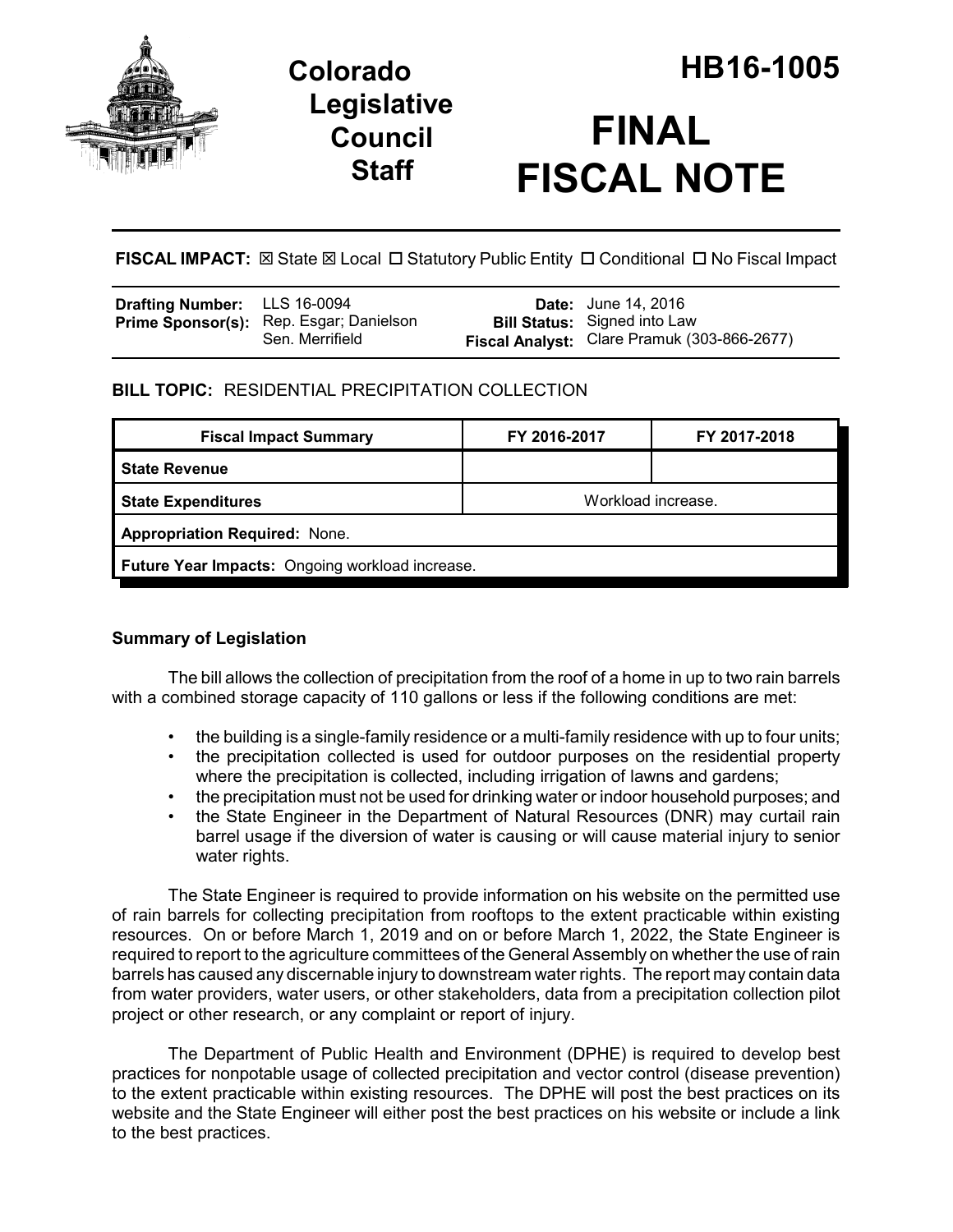# Colorado Legislative Council Staff

# HB16-1005

# FINAL FISCAL NOTE

**FISCAL IMPACT:** ☒ State ☒ Local ☐ Statutory Public Entity ☐ Conditional ☐ No Fiscal Impact

| | | | |
|---|---|---|---|
| **Drafting Number:** | LLS 16-0094 | **Date:** | June 14, 2016 |
| **Prime Sponsor(s):** | Rep. Esgar; Danielson<br>Sen. Merrifield | **Bill Status:** | Signed into Law |
| | | **Fiscal Analyst:** | Clare Pramuk (303-866-2677) |

**BILL TOPIC:** RESIDENTIAL PRECIPITATION COLLECTION

| Fiscal Impact Summary | FY 2016-2017 | FY 2017-2018 |
|---|---|---|
| **State Revenue** | | |
| **State Expenditures** | Workload increase. | |
| **Appropriation Required:** None. | | |
| **Future Year Impacts:** Ongoing workload increase. | | |

### Summary of Legislation

The bill allows the collection of precipitation from the roof of a home in up to two rain barrels with a combined storage capacity of 110 gallons or less if the following conditions are met:

- the building is a single-family residence or a multi-family residence with up to four units;
- the precipitation collected is used for outdoor purposes on the residential property where the precipitation is collected, including irrigation of lawns and gardens;
- the precipitation must not be used for drinking water or indoor household purposes; and
- the State Engineer in the Department of Natural Resources (DNR) may curtail rain barrel usage if the diversion of water is causing or will cause material injury to senior water rights.

The State Engineer is required to provide information on his website on the permitted use of rain barrels for collecting precipitation from rooftops to the extent practicable within existing resources. On or before March 1, 2019 and on or before March 1, 2022, the State Engineer is required to report to the agriculture committees of the General Assembly on whether the use of rain barrels has caused any discernable injury to downstream water rights. The report may contain data from water providers, water users, or other stakeholders, data from a precipitation collection pilot project or other research, or any complaint or report of injury.

The Department of Public Health and Environment (DPHE) is required to develop best practices for nonpotable usage of collected precipitation and vector control (disease prevention) to the extent practicable within existing resources. The DPHE will post the best practices on its website and the State Engineer will either post the best practices on his website or include a link to the best practices.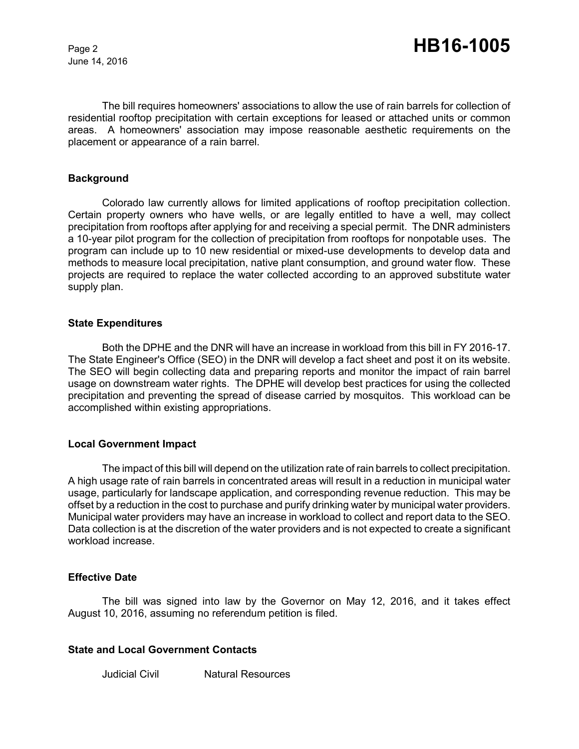The bill requires homeowners' associations to allow the use of rain barrels for collection of residential rooftop precipitation with certain exceptions for leased or attached units or common areas. A homeowners' association may impose reasonable aesthetic requirements on the placement or appearance of a rain barrel.

### Background

Colorado law currently allows for limited applications of rooftop precipitation collection. Certain property owners who have wells, or are legally entitled to have a well, may collect precipitation from rooftops after applying for and receiving a special permit. The DNR administers a 10-year pilot program for the collection of precipitation from rooftops for nonpotable uses. The program can include up to 10 new residential or mixed-use developments to develop data and methods to measure local precipitation, native plant consumption, and ground water flow. These projects are required to replace the water collected according to an approved substitute water supply plan.

### State Expenditures

Both the DPHE and the DNR will have an increase in workload from this bill in FY 2016-17. The State Engineer's Office (SEO) in the DNR will develop a fact sheet and post it on its website. The SEO will begin collecting data and preparing reports and monitor the impact of rain barrel usage on downstream water rights. The DPHE will develop best practices for using the collected precipitation and preventing the spread of disease carried by mosquitos. This workload can be accomplished within existing appropriations.

### Local Government Impact

The impact of this bill will depend on the utilization rate of rain barrels to collect precipitation. A high usage rate of rain barrels in concentrated areas will result in a reduction in municipal water usage, particularly for landscape application, and corresponding revenue reduction. This may be offset by a reduction in the cost to purchase and purify drinking water by municipal water providers. Municipal water providers may have an increase in workload to collect and report data to the SEO. Data collection is at the discretion of the water providers and is not expected to create a significant workload increase.

### Effective Date

The bill was signed into law by the Governor on May 12, 2016, and it takes effect August 10, 2016, assuming no referendum petition is filed.

### State and Local Government Contacts

Judicial Civil    Natural Resources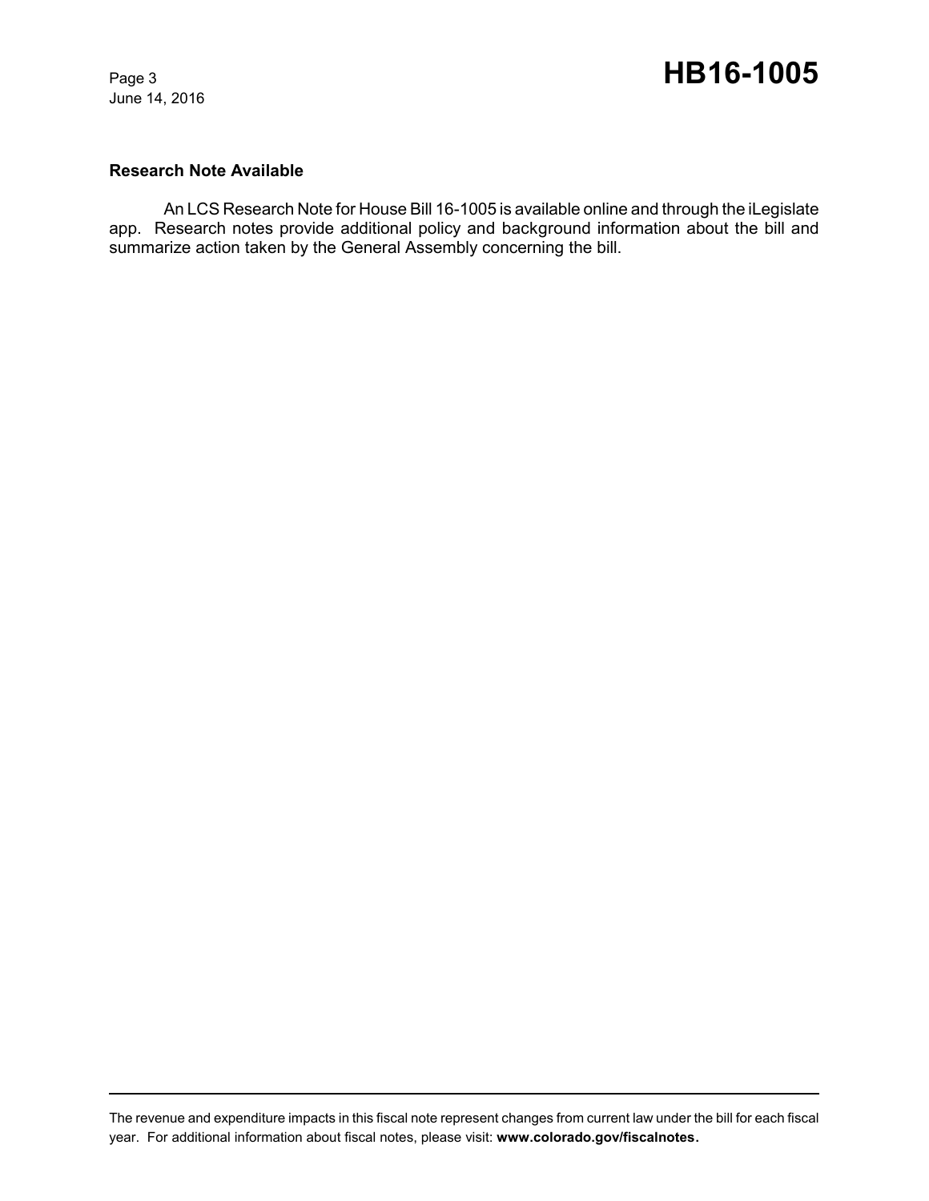**Research Note Available**

An LCS Research Note for House Bill 16-1005 is available online and through the iLegislate app. Research notes provide additional policy and background information about the bill and summarize action taken by the General Assembly concerning the bill.

---

The revenue and expenditure impacts in this fiscal note represent changes from current law under the bill for each fiscal year. For additional information about fiscal notes, please visit: **www.colorado.gov/fiscalnotes.**